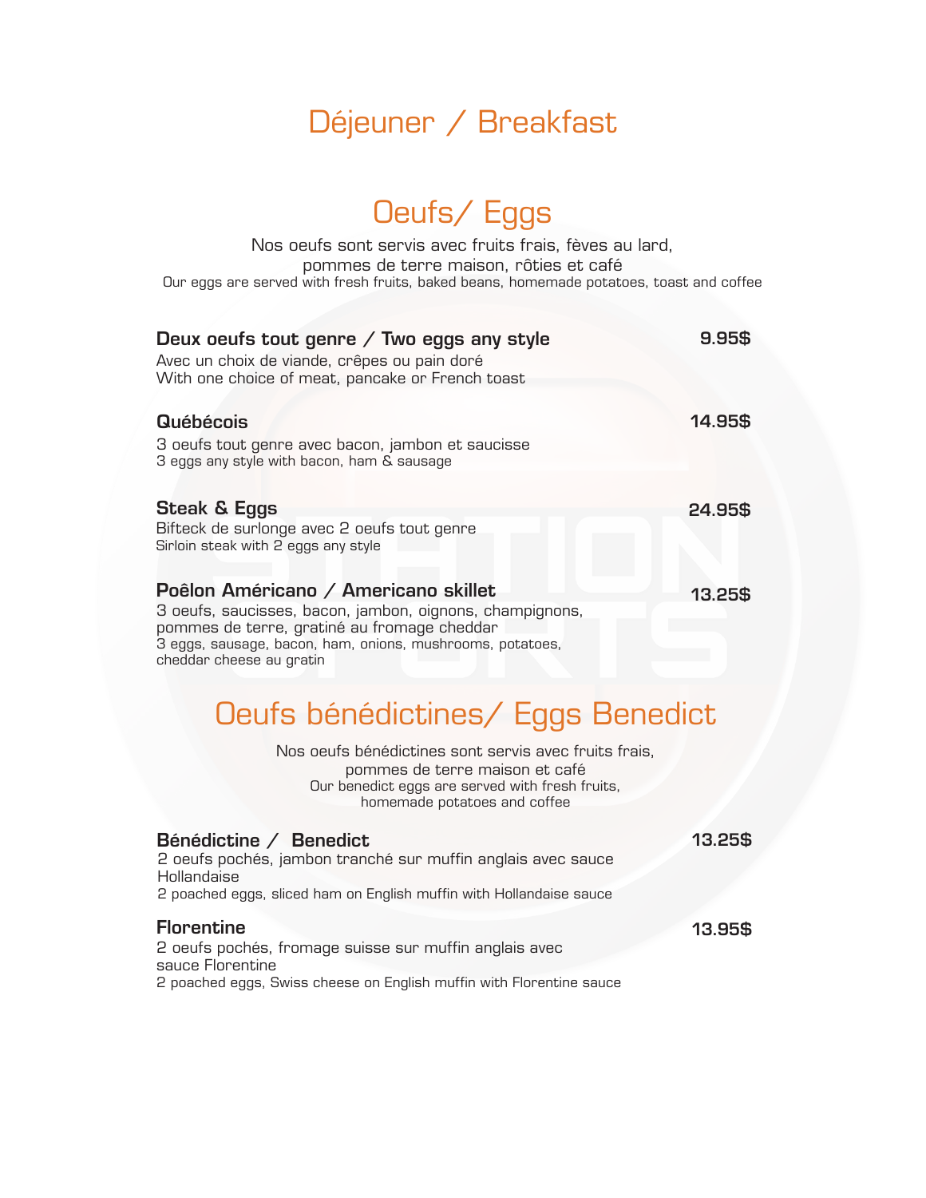# Déjeuner / Breakfast

## Oeufs/ Eggs

Nos oeufs sont servis avec fruits frais, fèves au lard, pommes de terre maison, rôties et café

Our eggs are served with fresh fruits, baked beans, homemade potatoes, toast and coffee

**Deux oeufs tout genre / Two eggs any style** — **9.95$**

Avec un choix de viande, crêpes ou pain doré

With one choice of meat, pancake or French toast

**Québécois** — **14.95$**

3 oeufs tout genre avec bacon, jambon et saucisse

3 eggs any style with bacon, ham & sausage

**Steak & Eggs** — **24.95$**

Bifteck de surlonge avec 2 oeufs tout genre

Sirloin steak with 2 eggs any style

**Poêlon Américano / Americano skillet** — **13.25$**

3 oeufs, saucisses, bacon, jambon, oignons, champignons, pommes de terre, gratiné au fromage cheddar

3 eggs, sausage, bacon, ham, onions, mushrooms, potatoes, cheddar cheese au gratin

## Oeufs bénédictines/ Eggs Benedict

Nos oeufs bénédictines sont servis avec fruits frais, pommes de terre maison et café

Our benedict eggs are served with fresh fruits, homemade potatoes and coffee

**Bénédictine / Benedict** — **13.25$**

2 oeufs pochés, jambon tranché sur muffin anglais avec sauce Hollandaise

2 poached eggs, sliced ham on English muffin with Hollandaise sauce

**Florentine** — **13.95$**

2 oeufs pochés, fromage suisse sur muffin anglais avec sauce Florentine

2 poached eggs, Swiss cheese on English muffin with Florentine sauce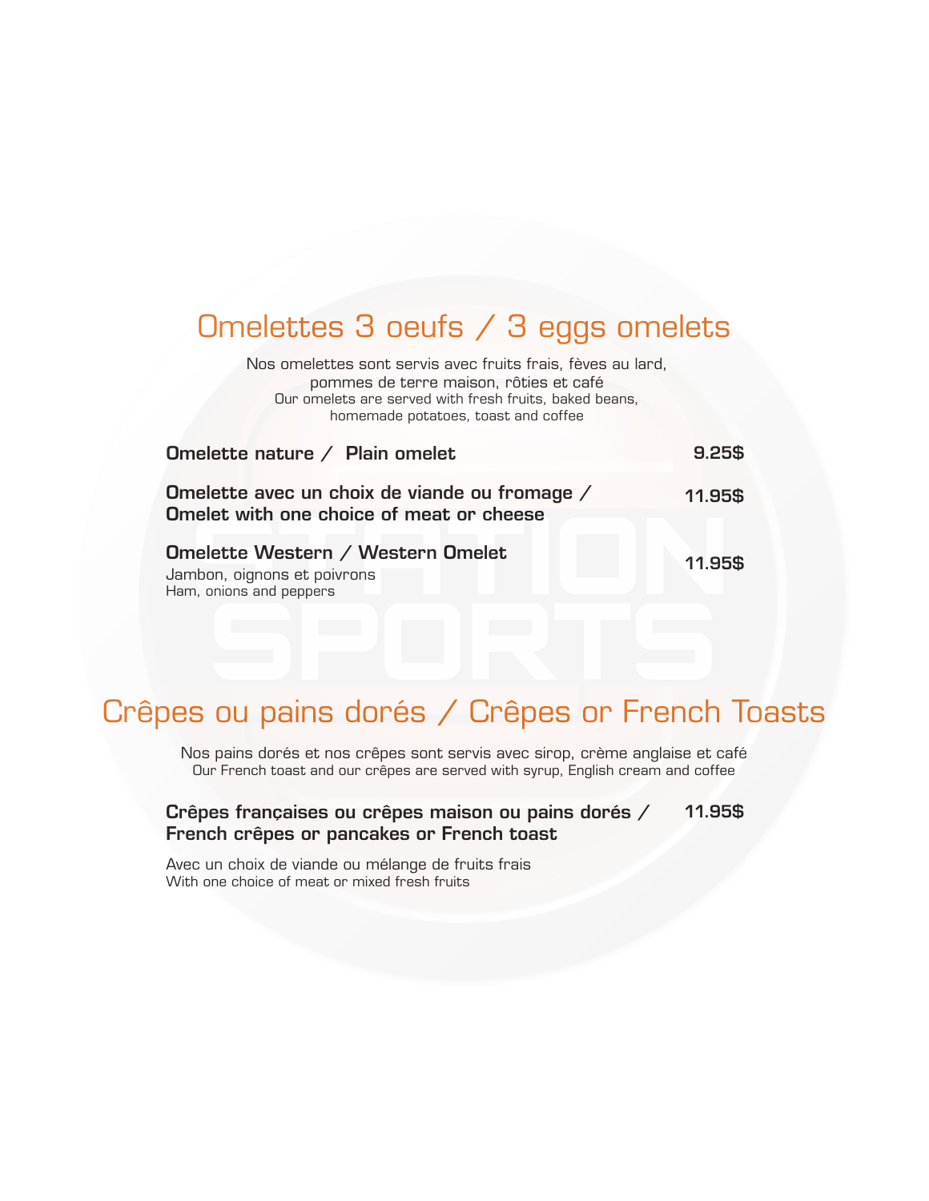## Omelettes 3 oeufs / 3 eggs omelets

Nos omelettes sont servis avec fruits frais, fèves au lard, pommes de terre maison, rôties et café
Our omelets are served with fresh fruits, baked beans, homemade potatoes, toast and coffee

**Omelette nature / Plain omelet** **9.25$**

**Omelette avec un choix de viande ou fromage / Omelet with one choice of meat or cheese** **11.95$**

**Omelette Western / Western Omelet** **11.95$**
Jambon, oignons et poivrons
Ham, onions and peppers

## Crêpes ou pains dorés / Crêpes or French Toasts

Nos pains dorés et nos crêpes sont servis avec sirop, crème anglaise et café
Our French toast and our crêpes are served with syrup, English cream and coffee

**Crêpes françaises ou crêpes maison ou pains dorés / French crêpes or pancakes or French toast** **11.95$**

Avec un choix de viande ou mélange de fruits frais
With one choice of meat or mixed fresh fruits